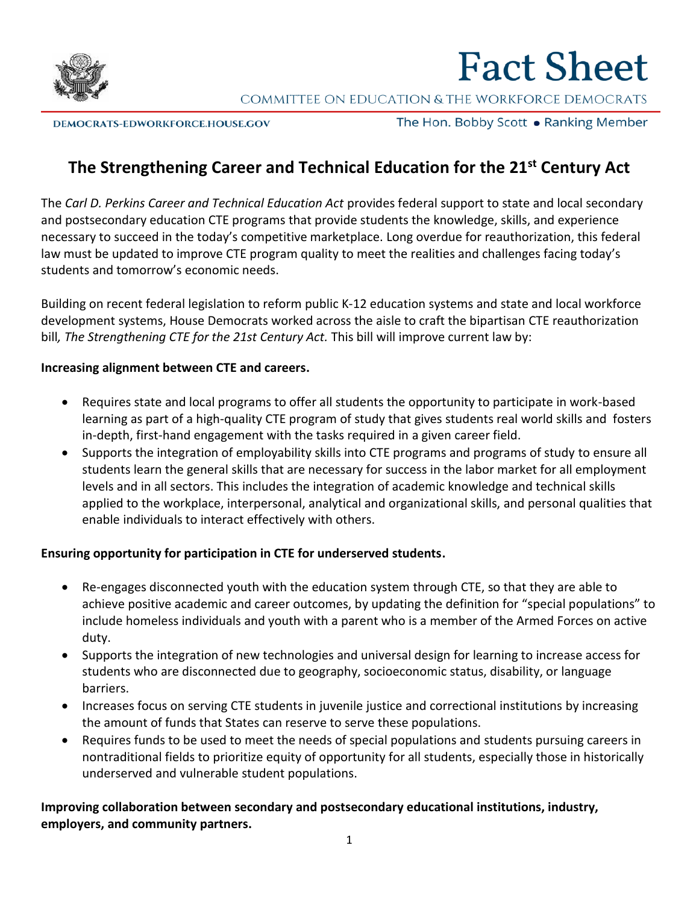# Fact Sheet

COMMITTEE ON EDUCATION & THE WORKFORCE DEMOCRATS

DEMOCRATS-EDWORKFORCE.HOUSE.GOV

The Hon. Bobby Scott • Ranking Member

## The Strengthening Career and Technical Education for the 21st Century Act

The *Carl D. Perkins Career and Technical Education Act* provides federal support to state and local secondary and postsecondary education CTE programs that provide students the knowledge, skills, and experience necessary to succeed in the today's competitive marketplace. Long overdue for reauthorization, this federal law must be updated to improve CTE program quality to meet the realities and challenges facing today's students and tomorrow's economic needs.

Building on recent federal legislation to reform public K-12 education systems and state and local workforce development systems, House Democrats worked across the aisle to craft the bipartisan CTE reauthorization bill*, The Strengthening CTE for the 21st Century Act.* This bill will improve current law by:

**Increasing alignment between CTE and careers.**

- Requires state and local programs to offer all students the opportunity to participate in work-based learning as part of a high-quality CTE program of study that gives students real world skills and fosters in-depth, first-hand engagement with the tasks required in a given career field.
- Supports the integration of employability skills into CTE programs and programs of study to ensure all students learn the general skills that are necessary for success in the labor market for all employment levels and in all sectors. This includes the integration of academic knowledge and technical skills applied to the workplace, interpersonal, analytical and organizational skills, and personal qualities that enable individuals to interact effectively with others.

**Ensuring opportunity for participation in CTE for underserved students.**

- Re-engages disconnected youth with the education system through CTE, so that they are able to achieve positive academic and career outcomes, by updating the definition for "special populations" to include homeless individuals and youth with a parent who is a member of the Armed Forces on active duty.
- Supports the integration of new technologies and universal design for learning to increase access for students who are disconnected due to geography, socioeconomic status, disability, or language barriers.
- Increases focus on serving CTE students in juvenile justice and correctional institutions by increasing the amount of funds that States can reserve to serve these populations.
- Requires funds to be used to meet the needs of special populations and students pursuing careers in nontraditional fields to prioritize equity of opportunity for all students, especially those in historically underserved and vulnerable student populations.

**Improving collaboration between secondary and postsecondary educational institutions, industry, employers, and community partners.**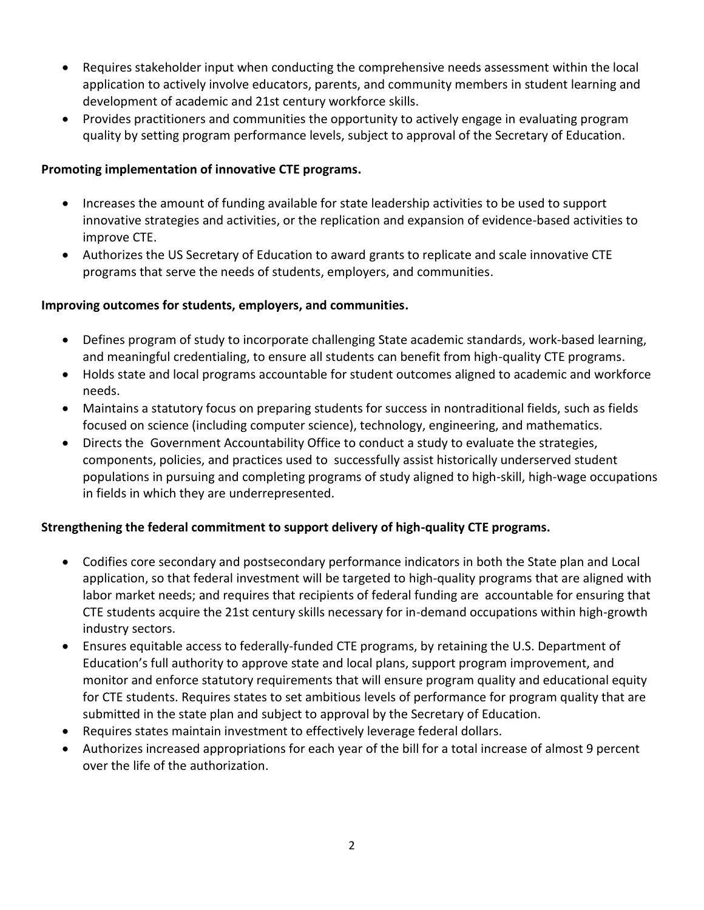- Requires stakeholder input when conducting the comprehensive needs assessment within the local application to actively involve educators, parents, and community members in student learning and development of academic and 21st century workforce skills.
- Provides practitioners and communities the opportunity to actively engage in evaluating program quality by setting program performance levels, subject to approval of the Secretary of Education.

**Promoting implementation of innovative CTE programs.**

- Increases the amount of funding available for state leadership activities to be used to support innovative strategies and activities, or the replication and expansion of evidence-based activities to improve CTE.
- Authorizes the US Secretary of Education to award grants to replicate and scale innovative CTE programs that serve the needs of students, employers, and communities.

**Improving outcomes for students, employers, and communities.**

- Defines program of study to incorporate challenging State academic standards, work-based learning, and meaningful credentialing, to ensure all students can benefit from high-quality CTE programs.
- Holds state and local programs accountable for student outcomes aligned to academic and workforce needs.
- Maintains a statutory focus on preparing students for success in nontraditional fields, such as fields focused on science (including computer science), technology, engineering, and mathematics.
- Directs the Government Accountability Office to conduct a study to evaluate the strategies, components, policies, and practices used to successfully assist historically underserved student populations in pursuing and completing programs of study aligned to high-skill, high-wage occupations in fields in which they are underrepresented.

**Strengthening the federal commitment to support delivery of high-quality CTE programs.**

- Codifies core secondary and postsecondary performance indicators in both the State plan and Local application, so that federal investment will be targeted to high-quality programs that are aligned with labor market needs; and requires that recipients of federal funding are accountable for ensuring that CTE students acquire the 21st century skills necessary for in-demand occupations within high-growth industry sectors.
- Ensures equitable access to federally-funded CTE programs, by retaining the U.S. Department of Education's full authority to approve state and local plans, support program improvement, and monitor and enforce statutory requirements that will ensure program quality and educational equity for CTE students. Requires states to set ambitious levels of performance for program quality that are submitted in the state plan and subject to approval by the Secretary of Education.
- Requires states maintain investment to effectively leverage federal dollars.
- Authorizes increased appropriations for each year of the bill for a total increase of almost 9 percent over the life of the authorization.